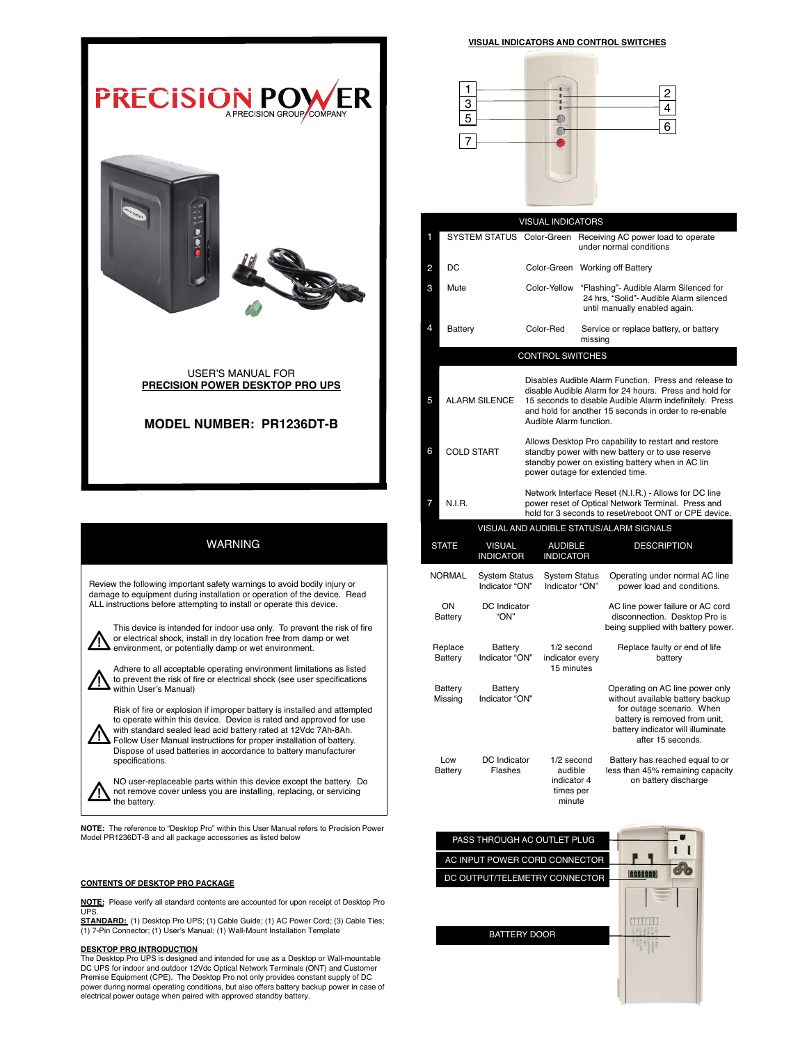PRECISION POWER
A PRECISION GROUP COMPANY

USER'S MANUAL FOR
**PRECISION POWER DESKTOP PRO UPS**

**MODEL NUMBER: PR1236DT-B**

## WARNING

Review the following important safety warnings to avoid bodily injury or damage to equipment during installation or operation of the device. Read ALL instructions before attempting to install or operate this device.

⚠ This device is intended for indoor use only. To prevent the risk of fire or electrical shock, install in dry location free from damp or wet environment, or potentially damp or wet environment.

⚠ Adhere to all acceptable operating environment limitations as listed to prevent the risk of fire or electrical shock (see user specifications within User's Manual)

⚠ Risk of fire or explosion if improper battery is installed and attempted to operate within this device. Device is rated and approved for use with standard sealed lead acid battery rated at 12Vdc 7Ah-8Ah. Follow User Manual instructions for proper installation of battery. Dispose of used batteries in accordance to battery manufacturer specifications.

⚠ NO user-replaceable parts within this device except the battery. Do not remove cover unless you are installing, replacing, or servicing the battery.

**NOTE:** The reference to "Desktop Pro" within this User Manual refers to Precision Power Model PR1236DT-B and all package accessories as listed below

**CONTENTS OF DESKTOP PRO PACKAGE**

**NOTE:** Please verify all standard contents are accounted for upon receipt of Desktop Pro UPS.
**STANDARD:** (1) Desktop Pro UPS; (1) Cable Guide; (1) AC Power Cord; (3) Cable Ties; (1) 7-Pin Connector; (1) User's Manual; (1) Wall-Mount Installation Template

**DESKTOP PRO INTRODUCTION**

The Desktop Pro UPS is designed and intended for use as a Desktop or Wall-mountable DC UPS for indoor and outdoor 12Vdc Optical Network Terminals (ONT) and Customer Premise Equipment (CPE). The Desktop Pro not only provides constant supply of DC power during normal operating conditions, but also offers battery backup power in case of electrical power outage when paired with approved standby battery.

**VISUAL INDICATORS AND CONTROL SWITCHES**

| | VISUAL INDICATORS | | |
|---|---|---|---|
| 1 | SYSTEM STATUS | Color-Green | Receiving AC power load to operate under normal conditions |
| 2 | DC | Color-Green | Working off Battery |
| 3 | Mute | Color-Yellow | "Flashing"- Audible Alarm Silenced for 24 hrs, "Solid"- Audible Alarm silenced until manually enabled again. |
| 4 | Battery | Color-Red | Service or replace battery, or battery missing |

| | CONTROL SWITCHES | |
|---|---|---|
| 5 | ALARM SILENCE | Disables Audible Alarm Function. Press and release to disable Audible Alarm for 24 hours. Press and hold for 15 seconds to disable Audible Alarm indefinitely. Press and hold for another 15 seconds in order to re-enable Audible Alarm function. |
| 6 | COLD START | Allows Desktop Pro capability to restart and restore standby power with new battery or to use reserve standby power on existing battery when in AC lin power outage for extended time. |
| 7 | N.I.R. | Network Interface Reset (N.I.R.) - Allows for DC line power reset of Optical Network Terminal. Press and hold for 3 seconds to reset/reboot ONT or CPE device. |

**VISUAL AND AUDIBLE STATUS/ALARM SIGNALS**

| STATE | VISUAL INDICATOR | AUDIBLE INDICATOR | DESCRIPTION |
|---|---|---|---|
| NORMAL | System Status Indicator "ON" | System Status Indicator "ON" | Operating under normal AC line power load and conditions. |
| ON Battery | DC Indicator "ON" | | AC line power failure or AC cord disconnection. Desktop Pro is being supplied with battery power. |
| Replace Battery | Battery Indicator "ON" | 1/2 second indicator every 15 minutes | Replace faulty or end of life battery |
| Battery Missing | Battery Indicator "ON" | | Operating on AC line power only without available battery backup for outage scenario. When battery is removed from unit, battery indicator will illuminate after 15 seconds. |
| Low Battery | DC Indicator Flashes | 1/2 second audible indicator 4 times per minute | Battery has reached equal to or less than 45% remaining capacity on battery discharge |

PASS THROUGH AC OUTLET PLUG

AC INPUT POWER CORD CONNECTOR

DC OUTPUT/TELEMETRY CONNECTOR

BATTERY DOOR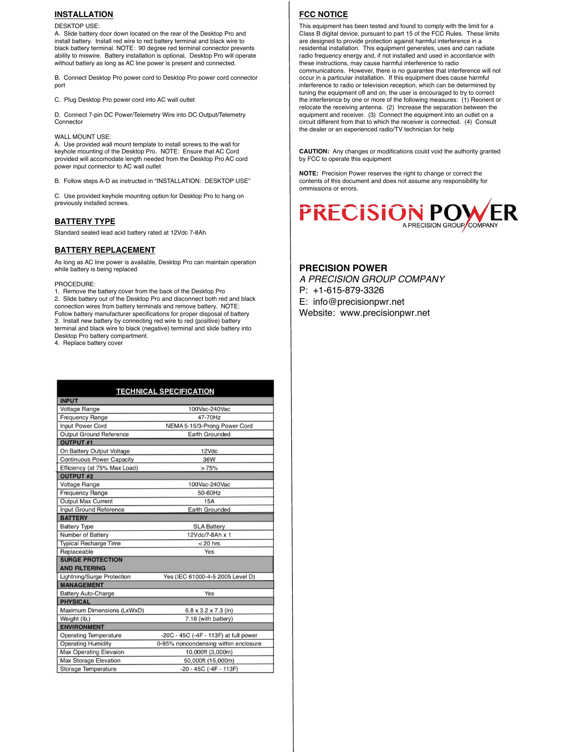## INSTALLATION

DESKTOP USE:
A. Slide battery door down located on the rear of the Desktop Pro and install battery. Install red wire to red battery terminal and black wire to black battery terminal. NOTE: 90 degree red terminal connector prevents ability to miswire. Battery installation is optional. Desktop Pro will operate without battery as long as AC line power is present and connected.

B. Connect Desktop Pro power cord to Desktop Pro power cord connector port

C. Plug Desktop Pro power cord into AC wall outlet

D. Connect 7-pin DC Power/Telemetry Wire into DC Output/Telemetry Connector

WALL MOUNT USE:
A. Use provided wall mount template to install screws to the wall for keyhole mounting of the Desktop Pro. NOTE: Ensure that AC Cord provided will accomodate length needed from the Desktop Pro AC cord power input connector to AC wall outlet

B. Follow steps A-D as instructed in "INSTALLATION: DESKTOP USE"

C. Use provided keyhole mounting option for Desktop Pro to hang on previously installed screws.

## BATTERY TYPE

Standard sealed lead acid battery rated at 12Vdc 7-8Ah

## BATTERY REPLACEMENT

As long as AC line power is available, Desktop Pro can maintain operation while battery is being replaced

PROCEDURE:
1. Remove the battery cover from the back of the Desktop Pro
2. Slide battery out of the Desktop Pro and disconnect both red and black connection wires from battery terminals and remove battery. NOTE: Follow battery manufacturer specifications for proper disposal of battery
3. Install new battery by connecting red wire to red (positive) battery terminal and black wire to black (negative) terminal and slide battery into Desktop Pro battery compartment.
4. Replace battery cover

| TECHNICAL SPECIFICATION | |
|---|---|
| **INPUT** | |
| Voltage Range | 100Vac-240Vac |
| Frequency Range | 47-70Hz |
| Input Power Cord | NEMA 5-15/3-Prong Power Cord |
| Output Ground Reference | Earth Grounded |
| **OUTPUT #1** | |
| On Battery Output Voltage | 12Vdc |
| Continuous Power Capacity | 36W |
| Efficiency (at 75% Max Load) | > 75% |
| **OUTPUT #2** | |
| Voltage Range | 100Vac-240Vac |
| Frequency Range | 50-60Hz |
| Output Max Current | 15A |
| Input Ground Reference | Earth Grounded |
| **BATTERY** | |
| Battery Type | SLA Battery |
| Number of Battery | 12Vdc/7-8Ah x 1 |
| Typical Recharge Time | < 20 hrs |
| Replaceable | Yes |
| **SURGE PROTECTION AND FILTERING** | |
| Lightning/Surge Protection | Yes (IEC 61000-4-5 2005 Level D) |
| **MANAGEMENT** | |
| Battery Auto-Charge | Yes |
| **PHYSICAL** | |
| Maximum Dimensions (LxWxD) | 6.8 x 3.2 x 7.3 (in) |
| Weight (lb.) | 7.16 (with battery) |
| **ENVIRONMENT** | |
| Operating Temperature | -20C - 45C (-4F - 113F) at full power |
| Operating Humidity | 0-95% noncondensing within enclosure |
| Max Operating Elevaion | 10,000ft (3,000m) |
| Max Storage Elevation | 50,000ft (15,000m) |
| Storage Temperature | -20 - 45C (-4F - 113F) |

## FCC NOTICE

This equipment has been tested and found to comply with the limit for a Class B digital device, pursuant to part 15 of the FCC Rules. These limits are designed to provide protection against harmful interference in a residential installation. This equipment generates, uses and can radiate radio frequency energy and, if not installed and used in accordance with these instructions, may cause harmful interference to radio communications. However, there is no guarantee that interference will not occur in a particular installation. If this equipment does cause harmful interference to radio or television reception, which can be determined by tuning the equipment off and on, the user is encouraged to try to correct the interference by one or more of the following measures: (1) Reorient or relocate the receiving antenna. (2) Increase the separation between the equipment and receiver. (3) Connect the equipment into an outlet on a circuit different from that to which the receiver is connected. (4) Consult the dealer or an experienced radio/TV technician for help

**CAUTION:** Any changes or modifications could void the authority granted by FCC to operate this equipment

**NOTE:** Precision Power reserves the right to change or correct the contents of this document and does not assume any responsibility for ommissions or errors.

PRECISION POWER
A PRECISION GROUP COMPANY

**PRECISION POWER**
*A PRECISION GROUP COMPANY*
P: +1-615-879-3326
E: info@precisionpwr.net
Website: www.precisionpwr.net